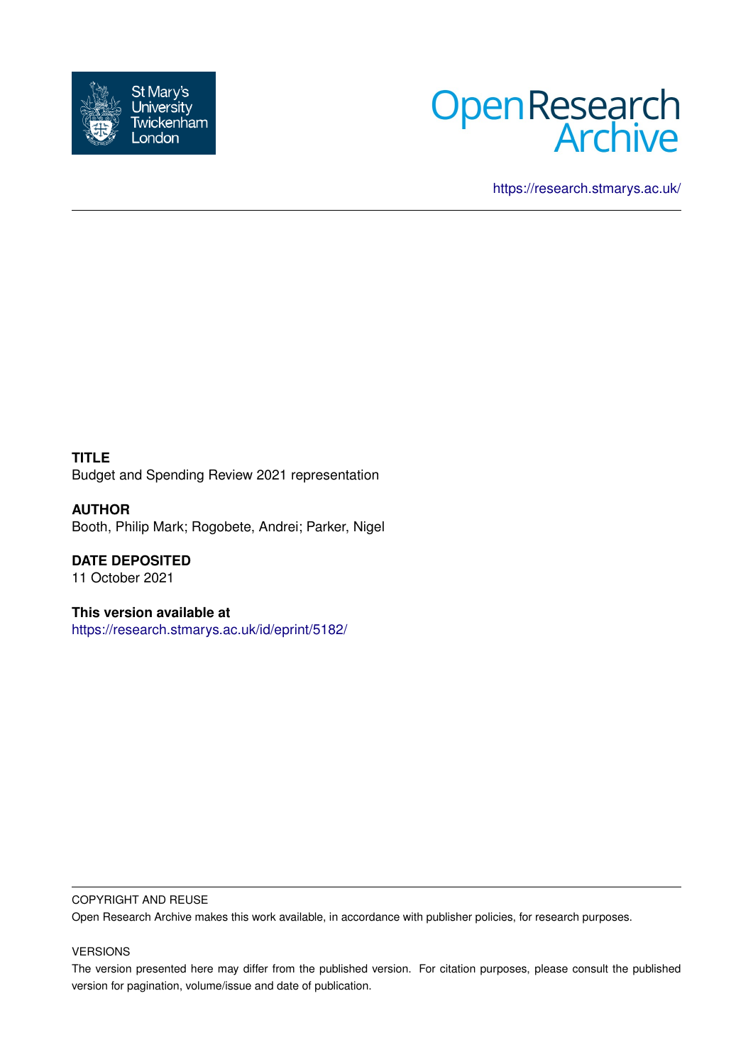St Mary's University Twickenham London

Open Research Archive

https://research.stmarys.ac.uk/

**TITLE**
Budget and Spending Review 2021 representation

**AUTHOR**
Booth, Philip Mark; Rogobete, Andrei; Parker, Nigel

**DATE DEPOSITED**
11 October 2021

**This version available at**
https://research.stmarys.ac.uk/id/eprint/5182/

COPYRIGHT AND REUSE

Open Research Archive makes this work available, in accordance with publisher policies, for research purposes.

VERSIONS

The version presented here may differ from the published version. For citation purposes, please consult the published version for pagination, volume/issue and date of publication.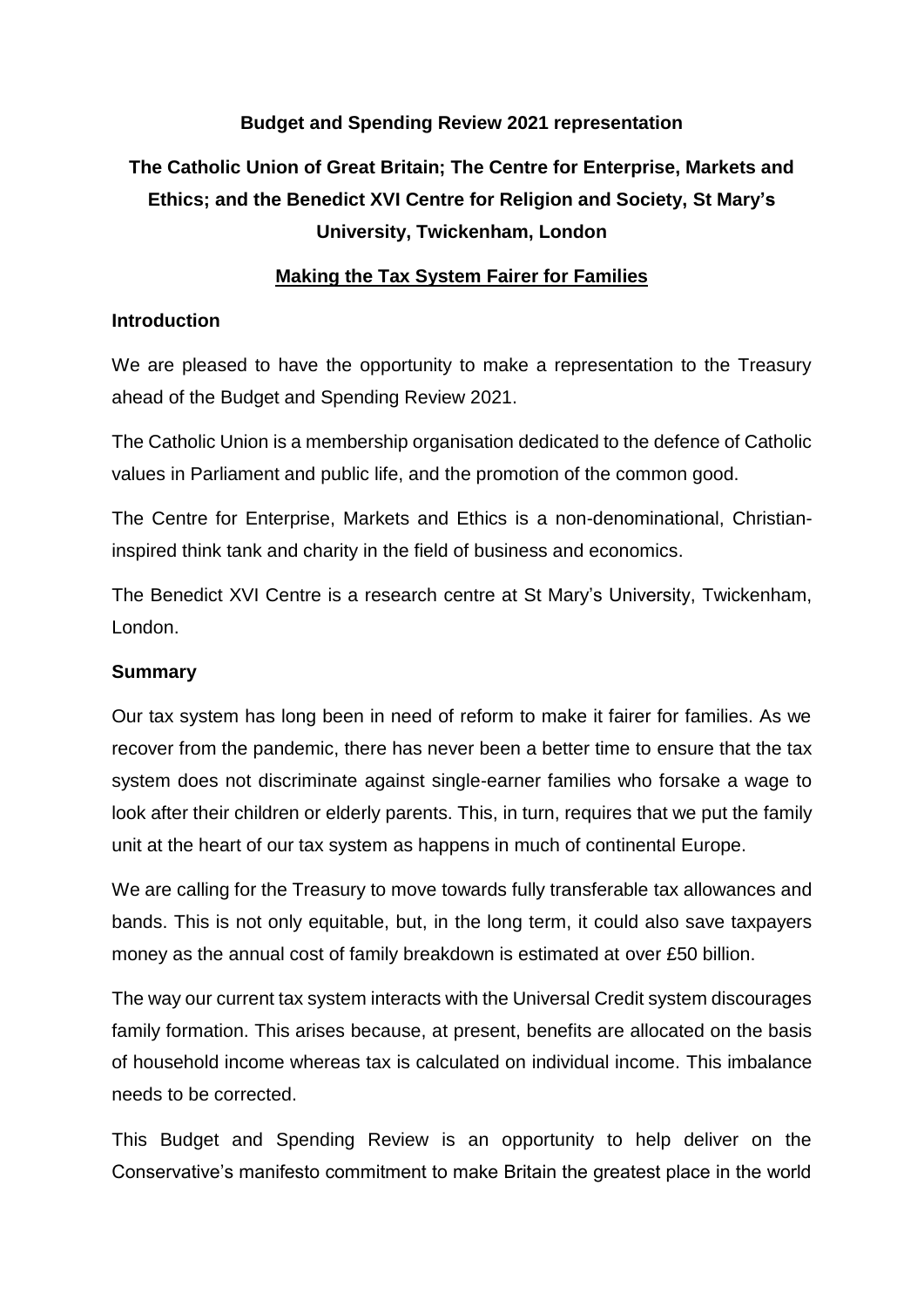**Budget and Spending Review 2021 representation**

# The Catholic Union of Great Britain; The Centre for Enterprise, Markets and Ethics; and the Benedict XVI Centre for Religion and Society, St Mary's University, Twickenham, London

## Making the Tax System Fairer for Families

### Introduction

We are pleased to have the opportunity to make a representation to the Treasury ahead of the Budget and Spending Review 2021.

The Catholic Union is a membership organisation dedicated to the defence of Catholic values in Parliament and public life, and the promotion of the common good.

The Centre for Enterprise, Markets and Ethics is a non-denominational, Christian-inspired think tank and charity in the field of business and economics.

The Benedict XVI Centre is a research centre at St Mary's University, Twickenham, London.

### Summary

Our tax system has long been in need of reform to make it fairer for families. As we recover from the pandemic, there has never been a better time to ensure that the tax system does not discriminate against single-earner families who forsake a wage to look after their children or elderly parents. This, in turn, requires that we put the family unit at the heart of our tax system as happens in much of continental Europe.

We are calling for the Treasury to move towards fully transferable tax allowances and bands. This is not only equitable, but, in the long term, it could also save taxpayers money as the annual cost of family breakdown is estimated at over £50 billion.

The way our current tax system interacts with the Universal Credit system discourages family formation. This arises because, at present, benefits are allocated on the basis of household income whereas tax is calculated on individual income. This imbalance needs to be corrected.

This Budget and Spending Review is an opportunity to help deliver on the Conservative's manifesto commitment to make Britain the greatest place in the world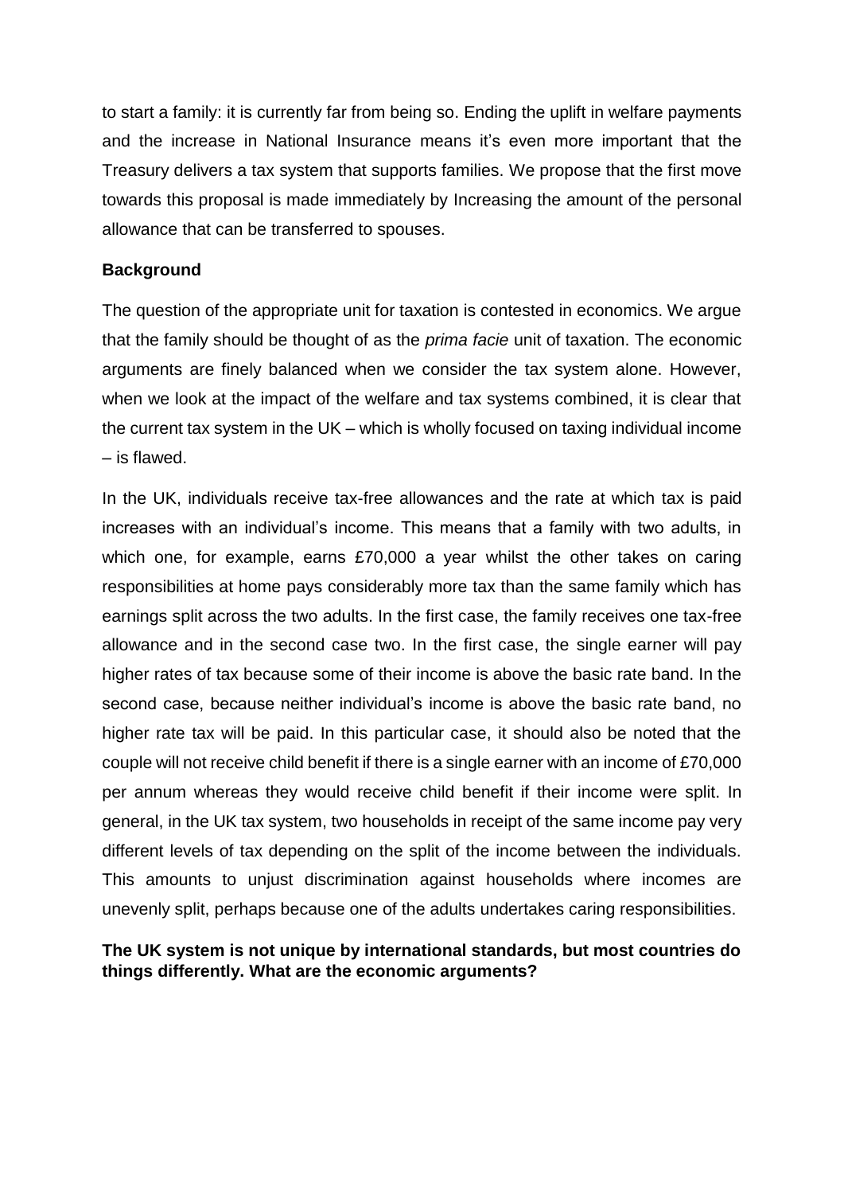to start a family: it is currently far from being so. Ending the uplift in welfare payments and the increase in National Insurance means it's even more important that the Treasury delivers a tax system that supports families. We propose that the first move towards this proposal is made immediately by Increasing the amount of the personal allowance that can be transferred to spouses.

**Background**

The question of the appropriate unit for taxation is contested in economics. We argue that the family should be thought of as the *prima facie* unit of taxation. The economic arguments are finely balanced when we consider the tax system alone. However, when we look at the impact of the welfare and tax systems combined, it is clear that the current tax system in the UK – which is wholly focused on taxing individual income – is flawed.

In the UK, individuals receive tax-free allowances and the rate at which tax is paid increases with an individual's income. This means that a family with two adults, in which one, for example, earns £70,000 a year whilst the other takes on caring responsibilities at home pays considerably more tax than the same family which has earnings split across the two adults. In the first case, the family receives one tax-free allowance and in the second case two. In the first case, the single earner will pay higher rates of tax because some of their income is above the basic rate band. In the second case, because neither individual's income is above the basic rate band, no higher rate tax will be paid. In this particular case, it should also be noted that the couple will not receive child benefit if there is a single earner with an income of £70,000 per annum whereas they would receive child benefit if their income were split. In general, in the UK tax system, two households in receipt of the same income pay very different levels of tax depending on the split of the income between the individuals. This amounts to unjust discrimination against households where incomes are unevenly split, perhaps because one of the adults undertakes caring responsibilities.

**The UK system is not unique by international standards, but most countries do things differently. What are the economic arguments?**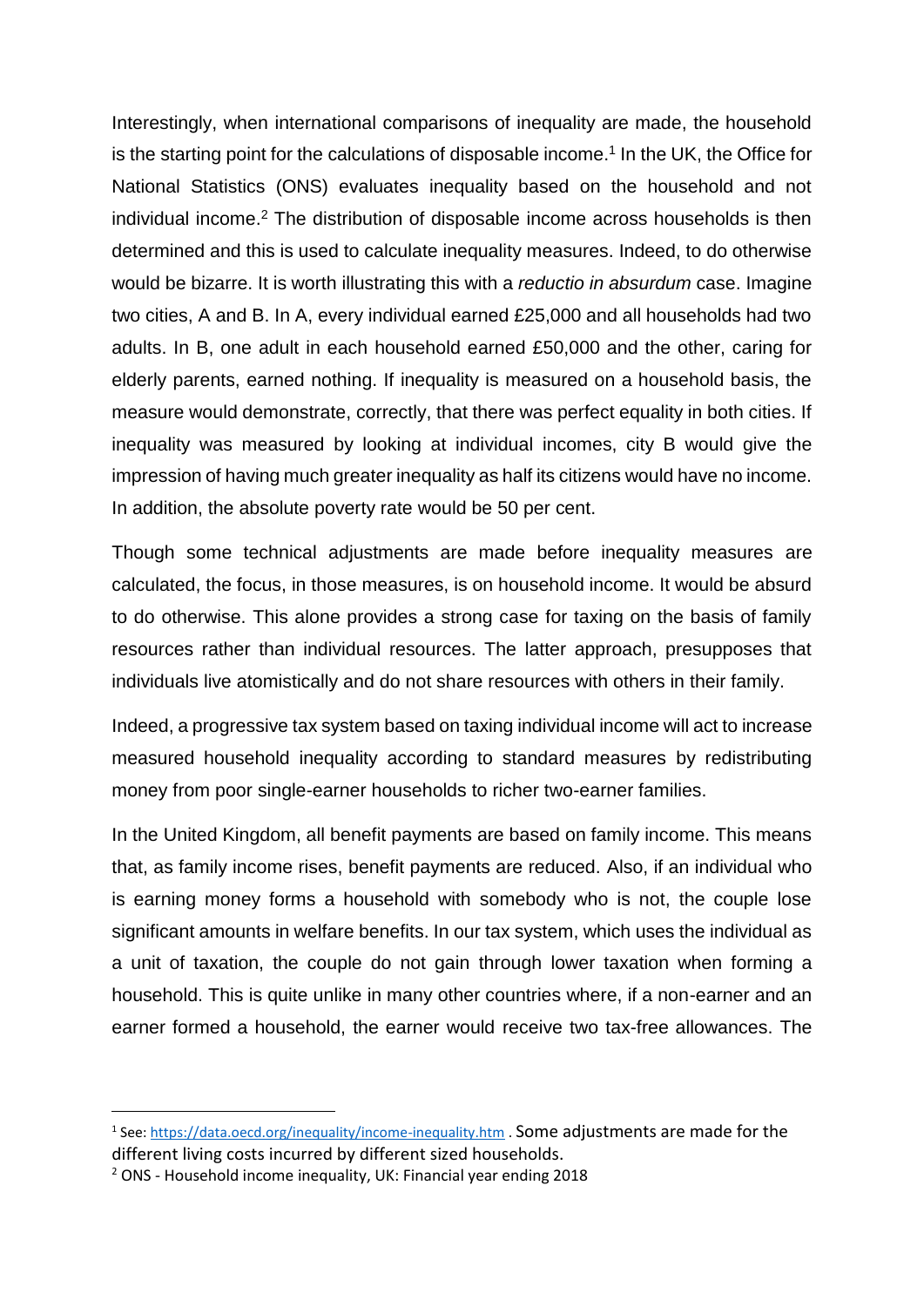Interestingly, when international comparisons of inequality are made, the household is the starting point for the calculations of disposable income.[1] In the UK, the Office for National Statistics (ONS) evaluates inequality based on the household and not individual income.[2] The distribution of disposable income across households is then determined and this is used to calculate inequality measures. Indeed, to do otherwise would be bizarre. It is worth illustrating this with a *reductio in absurdum* case. Imagine two cities, A and B. In A, every individual earned £25,000 and all households had two adults. In B, one adult in each household earned £50,000 and the other, caring for elderly parents, earned nothing. If inequality is measured on a household basis, the measure would demonstrate, correctly, that there was perfect equality in both cities. If inequality was measured by looking at individual incomes, city B would give the impression of having much greater inequality as half its citizens would have no income. In addition, the absolute poverty rate would be 50 per cent.

Though some technical adjustments are made before inequality measures are calculated, the focus, in those measures, is on household income. It would be absurd to do otherwise. This alone provides a strong case for taxing on the basis of family resources rather than individual resources. The latter approach, presupposes that individuals live atomistically and do not share resources with others in their family.

Indeed, a progressive tax system based on taxing individual income will act to increase measured household inequality according to standard measures by redistributing money from poor single-earner households to richer two-earner families.

In the United Kingdom, all benefit payments are based on family income. This means that, as family income rises, benefit payments are reduced. Also, if an individual who is earning money forms a household with somebody who is not, the couple lose significant amounts in welfare benefits. In our tax system, which uses the individual as a unit of taxation, the couple do not gain through lower taxation when forming a household. This is quite unlike in many other countries where, if a non-earner and an earner formed a household, the earner would receive two tax-free allowances. The

---

[1] See: https://data.oecd.org/inequality/income-inequality.htm . Some adjustments are made for the different living costs incurred by different sized households.

[2] ONS - Household income inequality, UK: Financial year ending 2018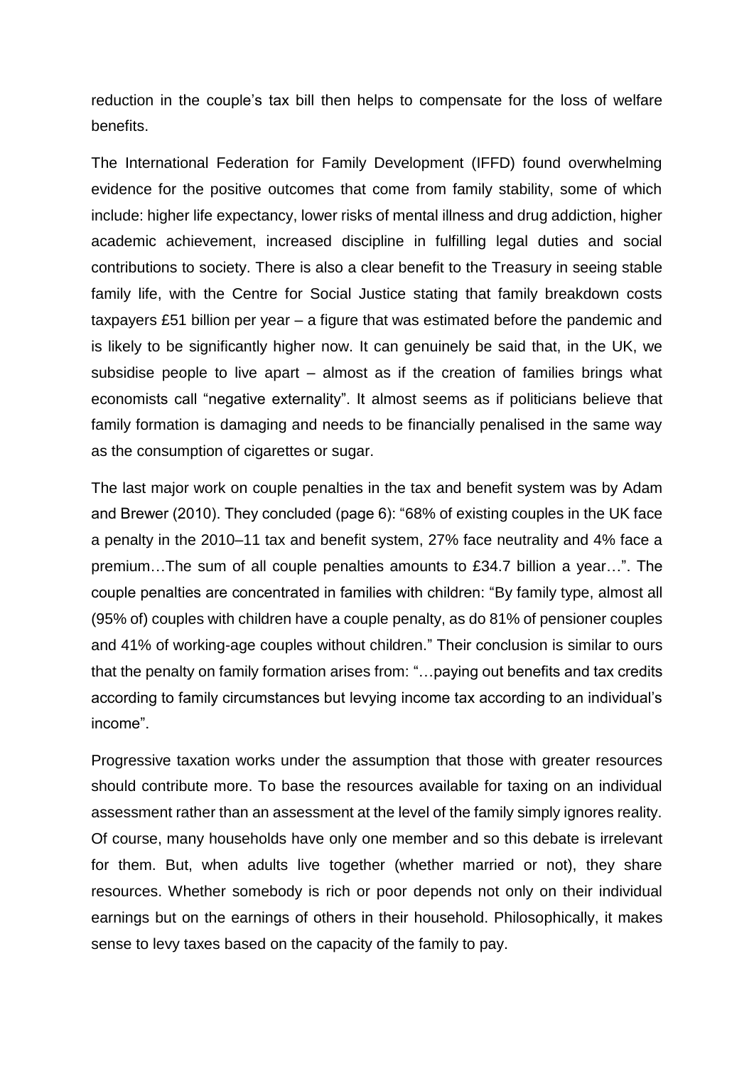reduction in the couple's tax bill then helps to compensate for the loss of welfare benefits.

The International Federation for Family Development (IFFD) found overwhelming evidence for the positive outcomes that come from family stability, some of which include: higher life expectancy, lower risks of mental illness and drug addiction, higher academic achievement, increased discipline in fulfilling legal duties and social contributions to society. There is also a clear benefit to the Treasury in seeing stable family life, with the Centre for Social Justice stating that family breakdown costs taxpayers £51 billion per year – a figure that was estimated before the pandemic and is likely to be significantly higher now. It can genuinely be said that, in the UK, we subsidise people to live apart – almost as if the creation of families brings what economists call "negative externality". It almost seems as if politicians believe that family formation is damaging and needs to be financially penalised in the same way as the consumption of cigarettes or sugar.

The last major work on couple penalties in the tax and benefit system was by Adam and Brewer (2010). They concluded (page 6): "68% of existing couples in the UK face a penalty in the 2010–11 tax and benefit system, 27% face neutrality and 4% face a premium…The sum of all couple penalties amounts to £34.7 billion a year…". The couple penalties are concentrated in families with children: "By family type, almost all (95% of) couples with children have a couple penalty, as do 81% of pensioner couples and 41% of working-age couples without children." Their conclusion is similar to ours that the penalty on family formation arises from: "…paying out benefits and tax credits according to family circumstances but levying income tax according to an individual's income".

Progressive taxation works under the assumption that those with greater resources should contribute more. To base the resources available for taxing on an individual assessment rather than an assessment at the level of the family simply ignores reality. Of course, many households have only one member and so this debate is irrelevant for them. But, when adults live together (whether married or not), they share resources. Whether somebody is rich or poor depends not only on their individual earnings but on the earnings of others in their household. Philosophically, it makes sense to levy taxes based on the capacity of the family to pay.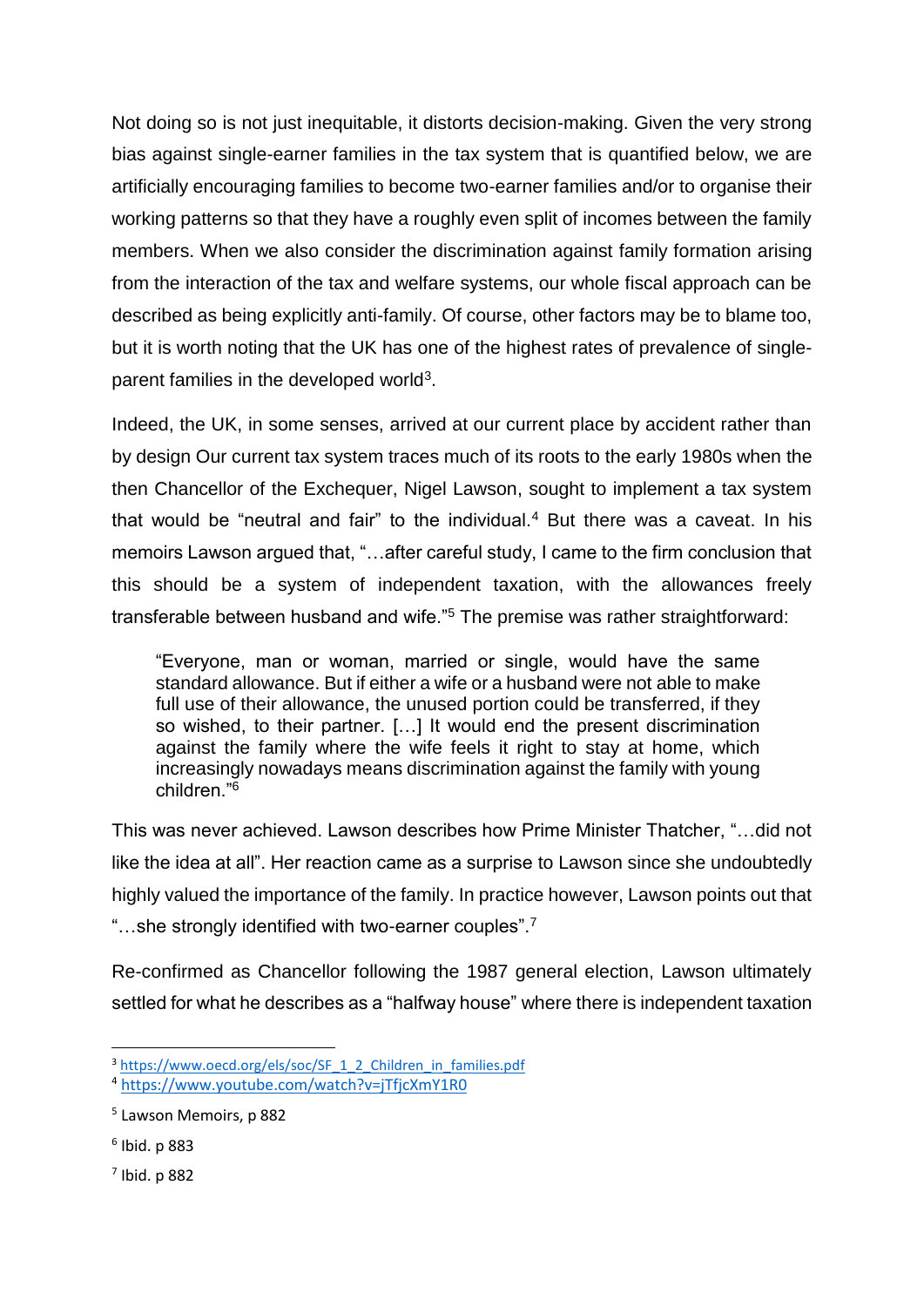Not doing so is not just inequitable, it distorts decision-making. Given the very strong bias against single-earner families in the tax system that is quantified below, we are artificially encouraging families to become two-earner families and/or to organise their working patterns so that they have a roughly even split of incomes between the family members. When we also consider the discrimination against family formation arising from the interaction of the tax and welfare systems, our whole fiscal approach can be described as being explicitly anti-family. Of course, other factors may be to blame too, but it is worth noting that the UK has one of the highest rates of prevalence of single-parent families in the developed world[3].

Indeed, the UK, in some senses, arrived at our current place by accident rather than by design Our current tax system traces much of its roots to the early 1980s when the then Chancellor of the Exchequer, Nigel Lawson, sought to implement a tax system that would be "neutral and fair" to the individual.[4] But there was a caveat. In his memoirs Lawson argued that, "…after careful study, I came to the firm conclusion that this should be a system of independent taxation, with the allowances freely transferable between husband and wife."[5] The premise was rather straightforward:

> "Everyone, man or woman, married or single, would have the same standard allowance. But if either a wife or a husband were not able to make full use of their allowance, the unused portion could be transferred, if they so wished, to their partner. […] It would end the present discrimination against the family where the wife feels it right to stay at home, which increasingly nowadays means discrimination against the family with young children."[6]

This was never achieved. Lawson describes how Prime Minister Thatcher, "…did not like the idea at all". Her reaction came as a surprise to Lawson since she undoubtedly highly valued the importance of the family. In practice however, Lawson points out that "…she strongly identified with two-earner couples".[7]

Re-confirmed as Chancellor following the 1987 general election, Lawson ultimately settled for what he describes as a "halfway house" where there is independent taxation

---

[3] https://www.oecd.org/els/soc/SF_1_2_Children_in_families.pdf

[4] https://www.youtube.com/watch?v=jTfjcXmY1R0

[5] Lawson Memoirs, p 882

[6] Ibid. p 883

[7] Ibid. p 882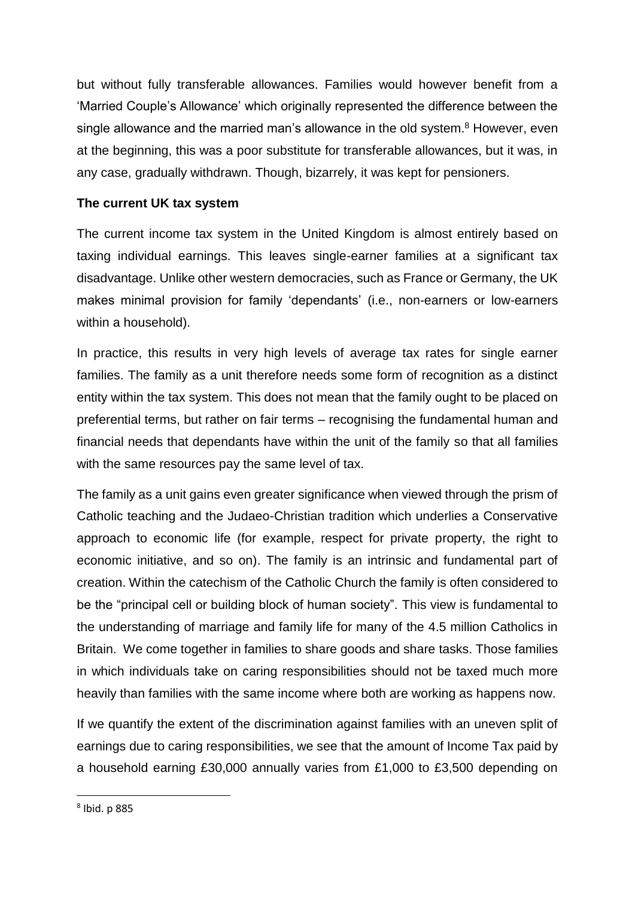but without fully transferable allowances. Families would however benefit from a 'Married Couple's Allowance' which originally represented the difference between the single allowance and the married man's allowance in the old system.[8] However, even at the beginning, this was a poor substitute for transferable allowances, but it was, in any case, gradually withdrawn. Though, bizarrely, it was kept for pensioners.

**The current UK tax system**

The current income tax system in the United Kingdom is almost entirely based on taxing individual earnings. This leaves single-earner families at a significant tax disadvantage. Unlike other western democracies, such as France or Germany, the UK makes minimal provision for family 'dependants' (i.e., non-earners or low-earners within a household).

In practice, this results in very high levels of average tax rates for single earner families. The family as a unit therefore needs some form of recognition as a distinct entity within the tax system. This does not mean that the family ought to be placed on preferential terms, but rather on fair terms – recognising the fundamental human and financial needs that dependants have within the unit of the family so that all families with the same resources pay the same level of tax.

The family as a unit gains even greater significance when viewed through the prism of Catholic teaching and the Judaeo-Christian tradition which underlies a Conservative approach to economic life (for example, respect for private property, the right to economic initiative, and so on). The family is an intrinsic and fundamental part of creation. Within the catechism of the Catholic Church the family is often considered to be the "principal cell or building block of human society". This view is fundamental to the understanding of marriage and family life for many of the 4.5 million Catholics in Britain. We come together in families to share goods and share tasks. Those families in which individuals take on caring responsibilities should not be taxed much more heavily than families with the same income where both are working as happens now.

If we quantify the extent of the discrimination against families with an uneven split of earnings due to caring responsibilities, we see that the amount of Income Tax paid by a household earning £30,000 annually varies from £1,000 to £3,500 depending on

[8] Ibid. p 885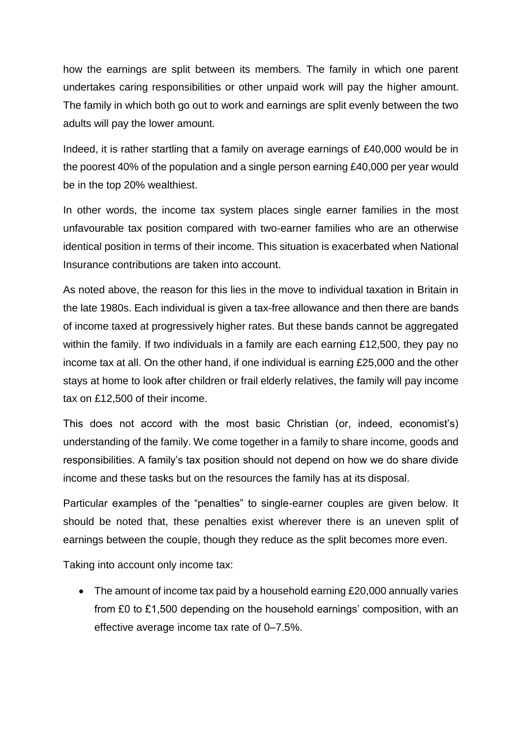how the earnings are split between its members. The family in which one parent undertakes caring responsibilities or other unpaid work will pay the higher amount. The family in which both go out to work and earnings are split evenly between the two adults will pay the lower amount.

Indeed, it is rather startling that a family on average earnings of £40,000 would be in the poorest 40% of the population and a single person earning £40,000 per year would be in the top 20% wealthiest.

In other words, the income tax system places single earner families in the most unfavourable tax position compared with two-earner families who are an otherwise identical position in terms of their income. This situation is exacerbated when National Insurance contributions are taken into account.

As noted above, the reason for this lies in the move to individual taxation in Britain in the late 1980s. Each individual is given a tax-free allowance and then there are bands of income taxed at progressively higher rates. But these bands cannot be aggregated within the family. If two individuals in a family are each earning £12,500, they pay no income tax at all. On the other hand, if one individual is earning £25,000 and the other stays at home to look after children or frail elderly relatives, the family will pay income tax on £12,500 of their income.

This does not accord with the most basic Christian (or, indeed, economist's) understanding of the family. We come together in a family to share income, goods and responsibilities. A family's tax position should not depend on how we do share divide income and these tasks but on the resources the family has at its disposal.

Particular examples of the "penalties" to single-earner couples are given below. It should be noted that, these penalties exist wherever there is an uneven split of earnings between the couple, though they reduce as the split becomes more even.

Taking into account only income tax:

- The amount of income tax paid by a household earning £20,000 annually varies from £0 to £1,500 depending on the household earnings' composition, with an effective average income tax rate of 0–7.5%.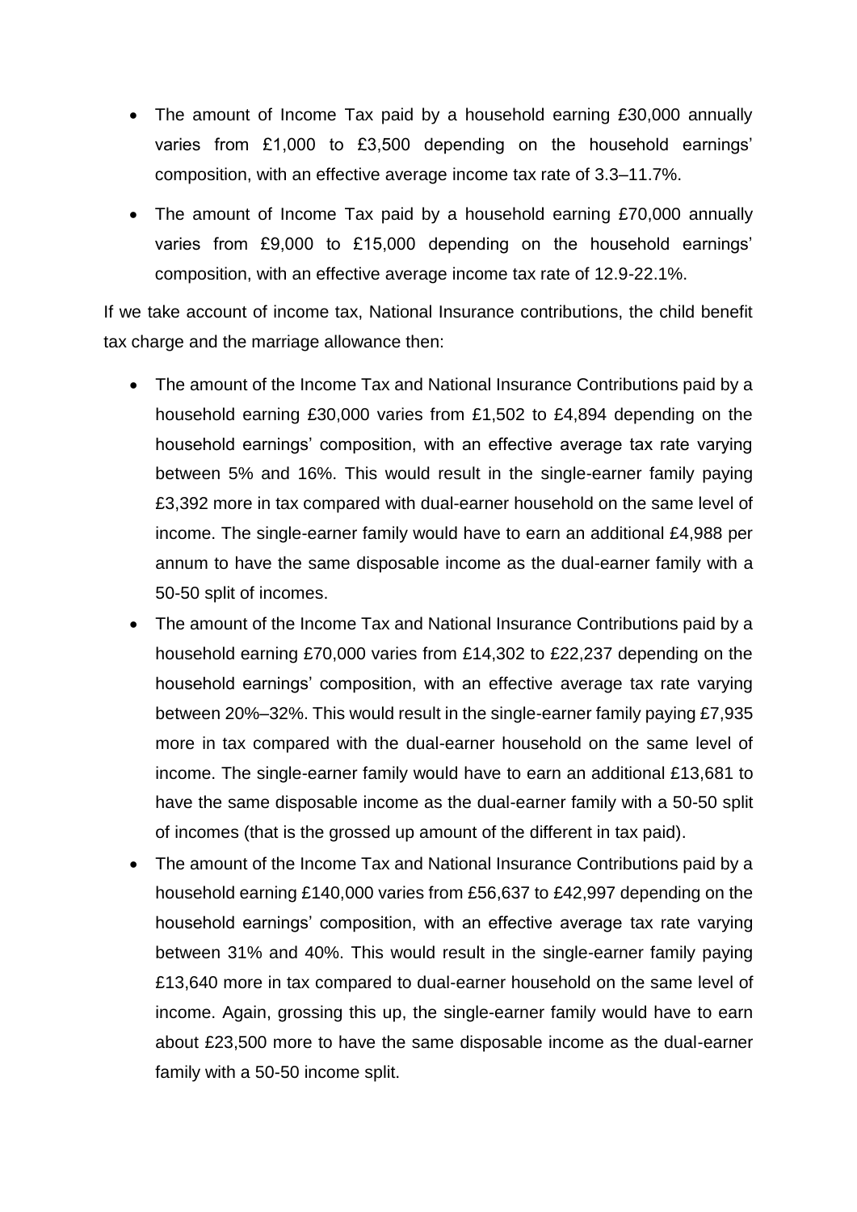- The amount of Income Tax paid by a household earning £30,000 annually varies from £1,000 to £3,500 depending on the household earnings' composition, with an effective average income tax rate of 3.3–11.7%.
- The amount of Income Tax paid by a household earning £70,000 annually varies from £9,000 to £15,000 depending on the household earnings' composition, with an effective average income tax rate of 12.9-22.1%.

If we take account of income tax, National Insurance contributions, the child benefit tax charge and the marriage allowance then:

- The amount of the Income Tax and National Insurance Contributions paid by a household earning £30,000 varies from £1,502 to £4,894 depending on the household earnings' composition, with an effective average tax rate varying between 5% and 16%. This would result in the single-earner family paying £3,392 more in tax compared with dual-earner household on the same level of income. The single-earner family would have to earn an additional £4,988 per annum to have the same disposable income as the dual-earner family with a 50-50 split of incomes.
- The amount of the Income Tax and National Insurance Contributions paid by a household earning £70,000 varies from £14,302 to £22,237 depending on the household earnings' composition, with an effective average tax rate varying between 20%–32%. This would result in the single-earner family paying £7,935 more in tax compared with the dual-earner household on the same level of income. The single-earner family would have to earn an additional £13,681 to have the same disposable income as the dual-earner family with a 50-50 split of incomes (that is the grossed up amount of the different in tax paid).
- The amount of the Income Tax and National Insurance Contributions paid by a household earning £140,000 varies from £56,637 to £42,997 depending on the household earnings' composition, with an effective average tax rate varying between 31% and 40%. This would result in the single-earner family paying £13,640 more in tax compared to dual-earner household on the same level of income. Again, grossing this up, the single-earner family would have to earn about £23,500 more to have the same disposable income as the dual-earner family with a 50-50 income split.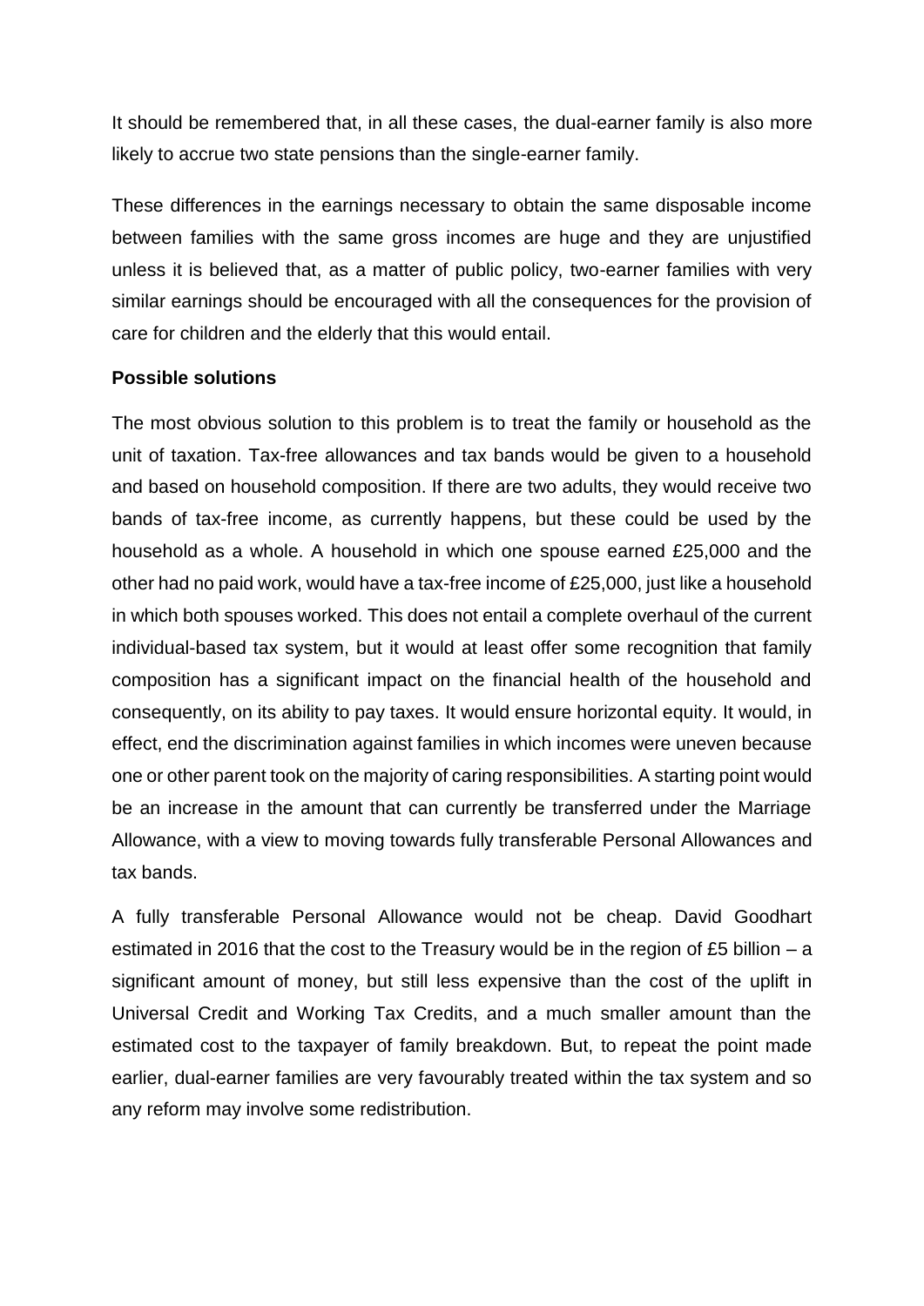It should be remembered that, in all these cases, the dual-earner family is also more likely to accrue two state pensions than the single-earner family.

These differences in the earnings necessary to obtain the same disposable income between families with the same gross incomes are huge and they are unjustified unless it is believed that, as a matter of public policy, two-earner families with very similar earnings should be encouraged with all the consequences for the provision of care for children and the elderly that this would entail.

**Possible solutions**

The most obvious solution to this problem is to treat the family or household as the unit of taxation. Tax-free allowances and tax bands would be given to a household and based on household composition. If there are two adults, they would receive two bands of tax-free income, as currently happens, but these could be used by the household as a whole. A household in which one spouse earned £25,000 and the other had no paid work, would have a tax-free income of £25,000, just like a household in which both spouses worked. This does not entail a complete overhaul of the current individual-based tax system, but it would at least offer some recognition that family composition has a significant impact on the financial health of the household and consequently, on its ability to pay taxes. It would ensure horizontal equity. It would, in effect, end the discrimination against families in which incomes were uneven because one or other parent took on the majority of caring responsibilities. A starting point would be an increase in the amount that can currently be transferred under the Marriage Allowance, with a view to moving towards fully transferable Personal Allowances and tax bands.

A fully transferable Personal Allowance would not be cheap. David Goodhart estimated in 2016 that the cost to the Treasury would be in the region of £5 billion – a significant amount of money, but still less expensive than the cost of the uplift in Universal Credit and Working Tax Credits, and a much smaller amount than the estimated cost to the taxpayer of family breakdown. But, to repeat the point made earlier, dual-earner families are very favourably treated within the tax system and so any reform may involve some redistribution.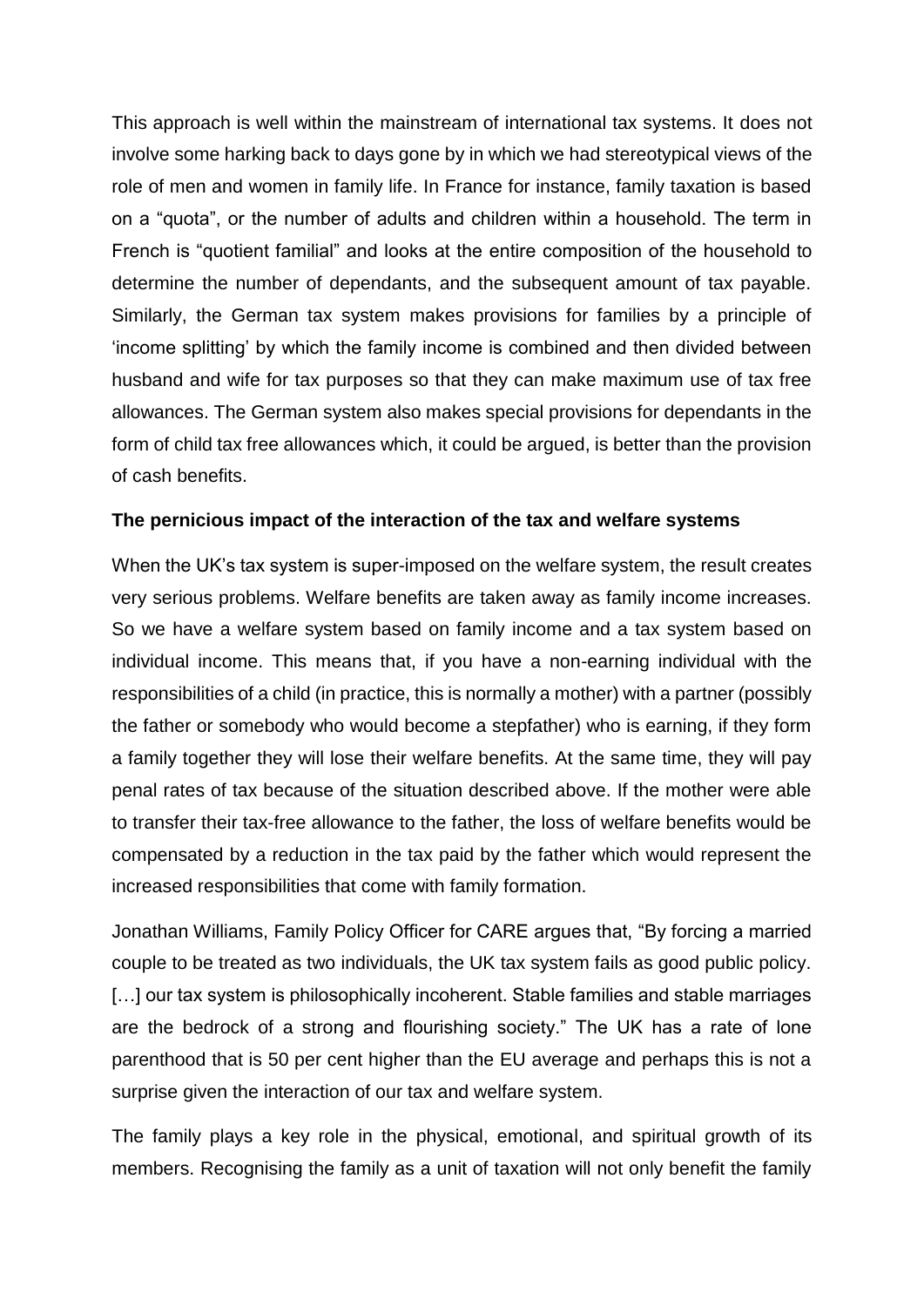This approach is well within the mainstream of international tax systems. It does not involve some harking back to days gone by in which we had stereotypical views of the role of men and women in family life. In France for instance, family taxation is based on a "quota", or the number of adults and children within a household. The term in French is "quotient familial" and looks at the entire composition of the household to determine the number of dependants, and the subsequent amount of tax payable. Similarly, the German tax system makes provisions for families by a principle of 'income splitting' by which the family income is combined and then divided between husband and wife for tax purposes so that they can make maximum use of tax free allowances. The German system also makes special provisions for dependants in the form of child tax free allowances which, it could be argued, is better than the provision of cash benefits.

**The pernicious impact of the interaction of the tax and welfare systems**

When the UK's tax system is super-imposed on the welfare system, the result creates very serious problems. Welfare benefits are taken away as family income increases. So we have a welfare system based on family income and a tax system based on individual income. This means that, if you have a non-earning individual with the responsibilities of a child (in practice, this is normally a mother) with a partner (possibly the father or somebody who would become a stepfather) who is earning, if they form a family together they will lose their welfare benefits. At the same time, they will pay penal rates of tax because of the situation described above. If the mother were able to transfer their tax-free allowance to the father, the loss of welfare benefits would be compensated by a reduction in the tax paid by the father which would represent the increased responsibilities that come with family formation.

Jonathan Williams, Family Policy Officer for CARE argues that, "By forcing a married couple to be treated as two individuals, the UK tax system fails as good public policy. […] our tax system is philosophically incoherent. Stable families and stable marriages are the bedrock of a strong and flourishing society." The UK has a rate of lone parenthood that is 50 per cent higher than the EU average and perhaps this is not a surprise given the interaction of our tax and welfare system.

The family plays a key role in the physical, emotional, and spiritual growth of its members. Recognising the family as a unit of taxation will not only benefit the family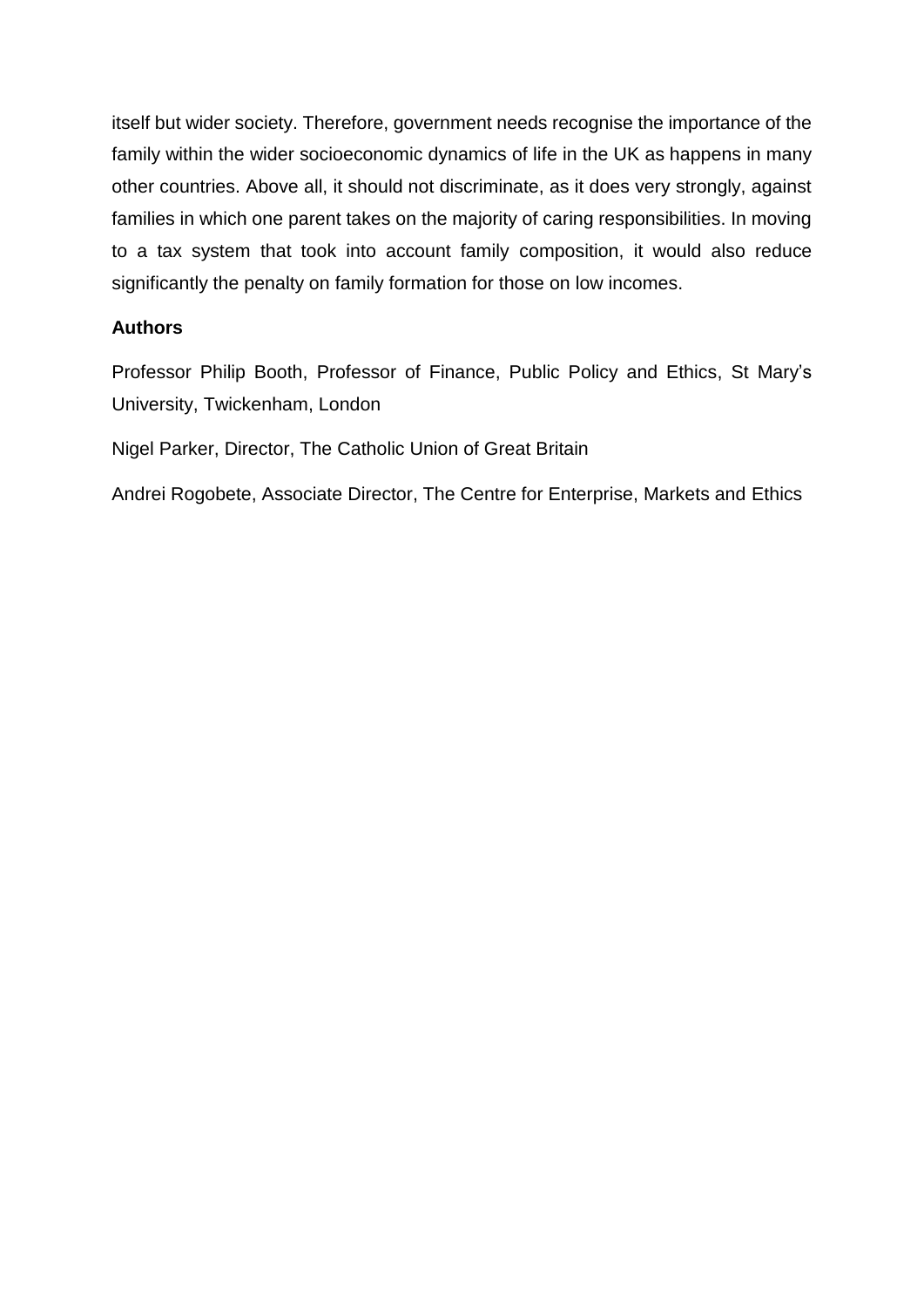itself but wider society. Therefore, government needs recognise the importance of the family within the wider socioeconomic dynamics of life in the UK as happens in many other countries. Above all, it should not discriminate, as it does very strongly, against families in which one parent takes on the majority of caring responsibilities. In moving to a tax system that took into account family composition, it would also reduce significantly the penalty on family formation for those on low incomes.

**Authors**

Professor Philip Booth, Professor of Finance, Public Policy and Ethics, St Mary's University, Twickenham, London

Nigel Parker, Director, The Catholic Union of Great Britain

Andrei Rogobete, Associate Director, The Centre for Enterprise, Markets and Ethics